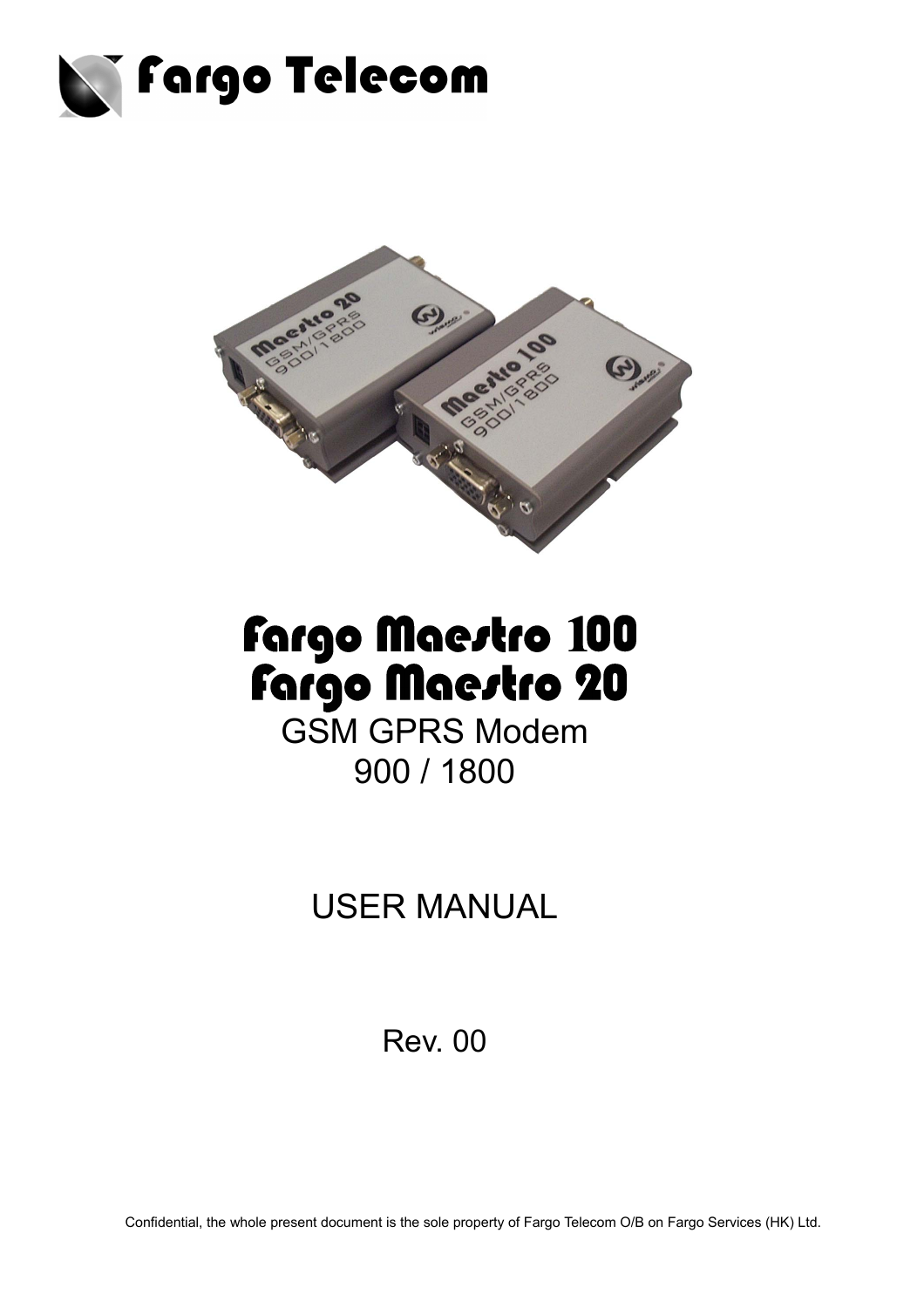Fargo Telecom

# Fargo Maestro 100
# Fargo Maestro 20

GSM GPRS Modem

900 / 1800

USER MANUAL

Rev. 00

Confidential, the whole present document is the sole property of Fargo Telecom O/B on Fargo Services (HK) Ltd.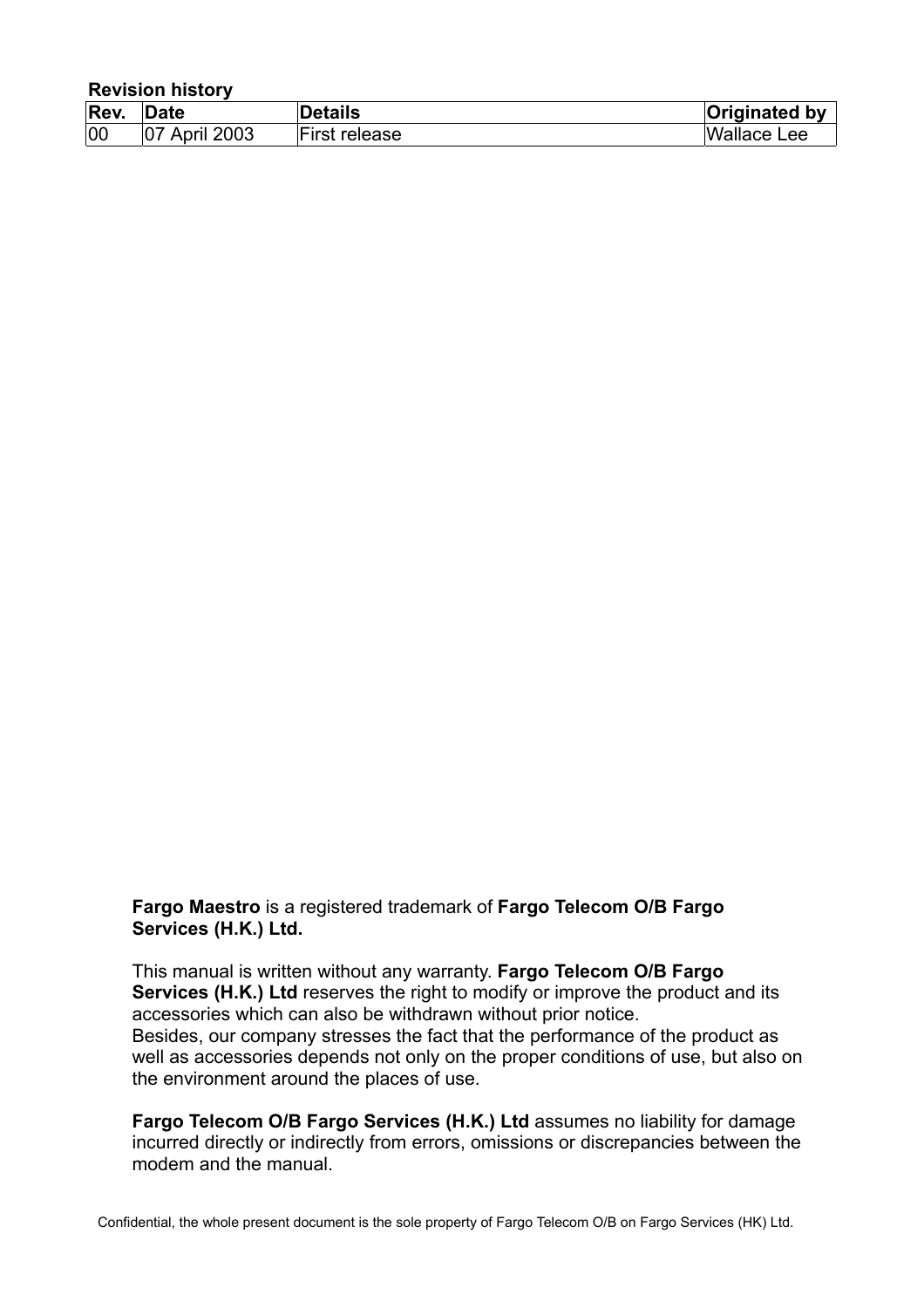**Revision history**

| Rev. | Date | Details | Originated by |
|---|---|---|---|
| 00 | 07 April 2003 | First release | Wallace Lee |

**Fargo Maestro** is a registered trademark of **Fargo Telecom O/B Fargo Services (H.K.) Ltd.**

This manual is written without any warranty. **Fargo Telecom O/B Fargo Services (H.K.) Ltd** reserves the right to modify or improve the product and its accessories which can also be withdrawn without prior notice.
Besides, our company stresses the fact that the performance of the product as well as accessories depends not only on the proper conditions of use, but also on the environment around the places of use.

**Fargo Telecom O/B Fargo Services (H.K.) Ltd** assumes no liability for damage incurred directly or indirectly from errors, omissions or discrepancies between the modem and the manual.

Confidential, the whole present document is the sole property of Fargo Telecom O/B on Fargo Services (HK) Ltd.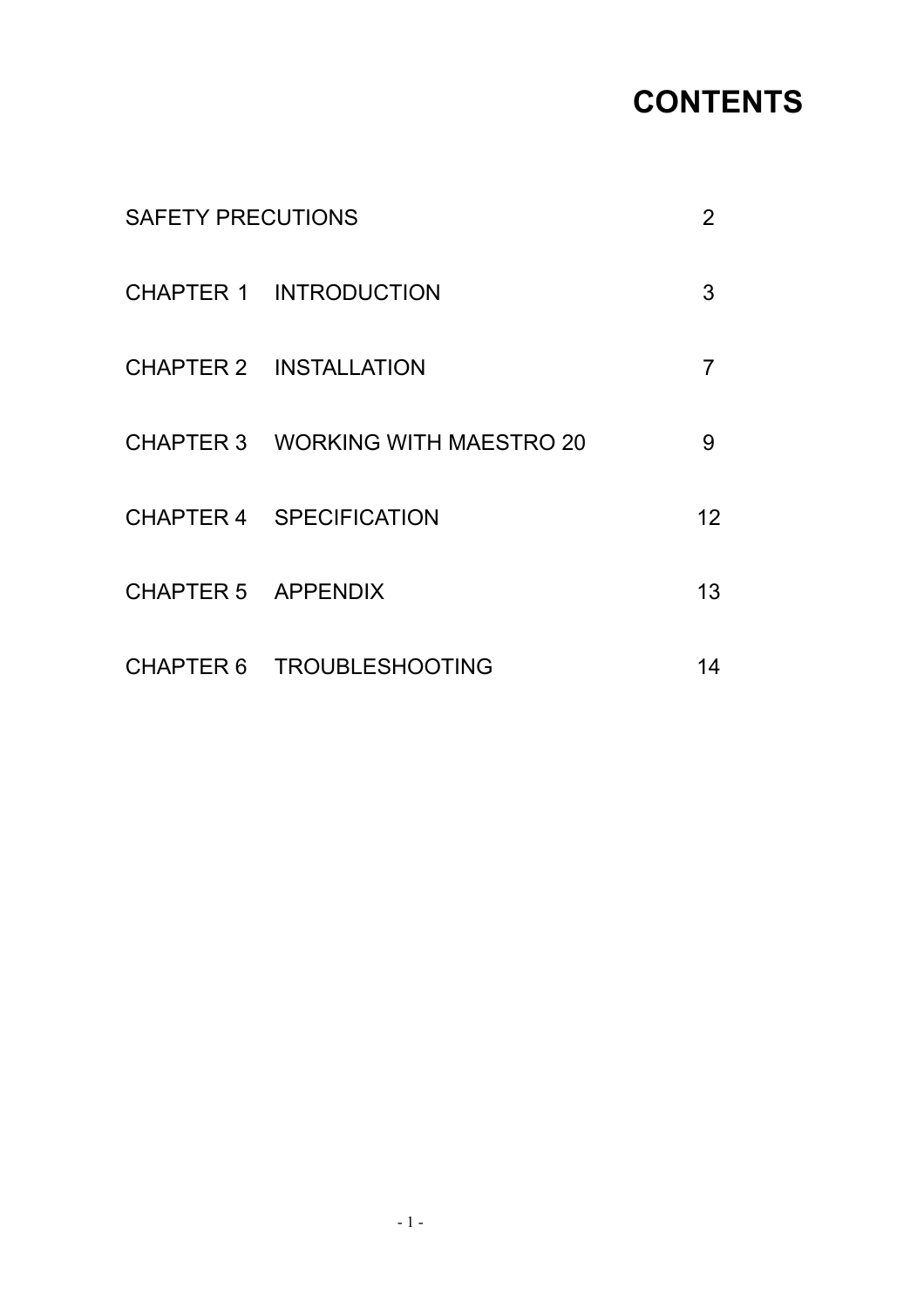# CONTENTS

| | | |
|---|---|---|
| SAFETY PRECUTIONS | | 2 |
| CHAPTER 1 | INTRODUCTION | 3 |
| CHAPTER 2 | INSTALLATION | 7 |
| CHAPTER 3 | WORKING WITH MAESTRO 20 | 9 |
| CHAPTER 4 | SPECIFICATION | 12 |
| CHAPTER 5 | APPENDIX | 13 |
| CHAPTER 6 | TROUBLESHOOTING | 14 |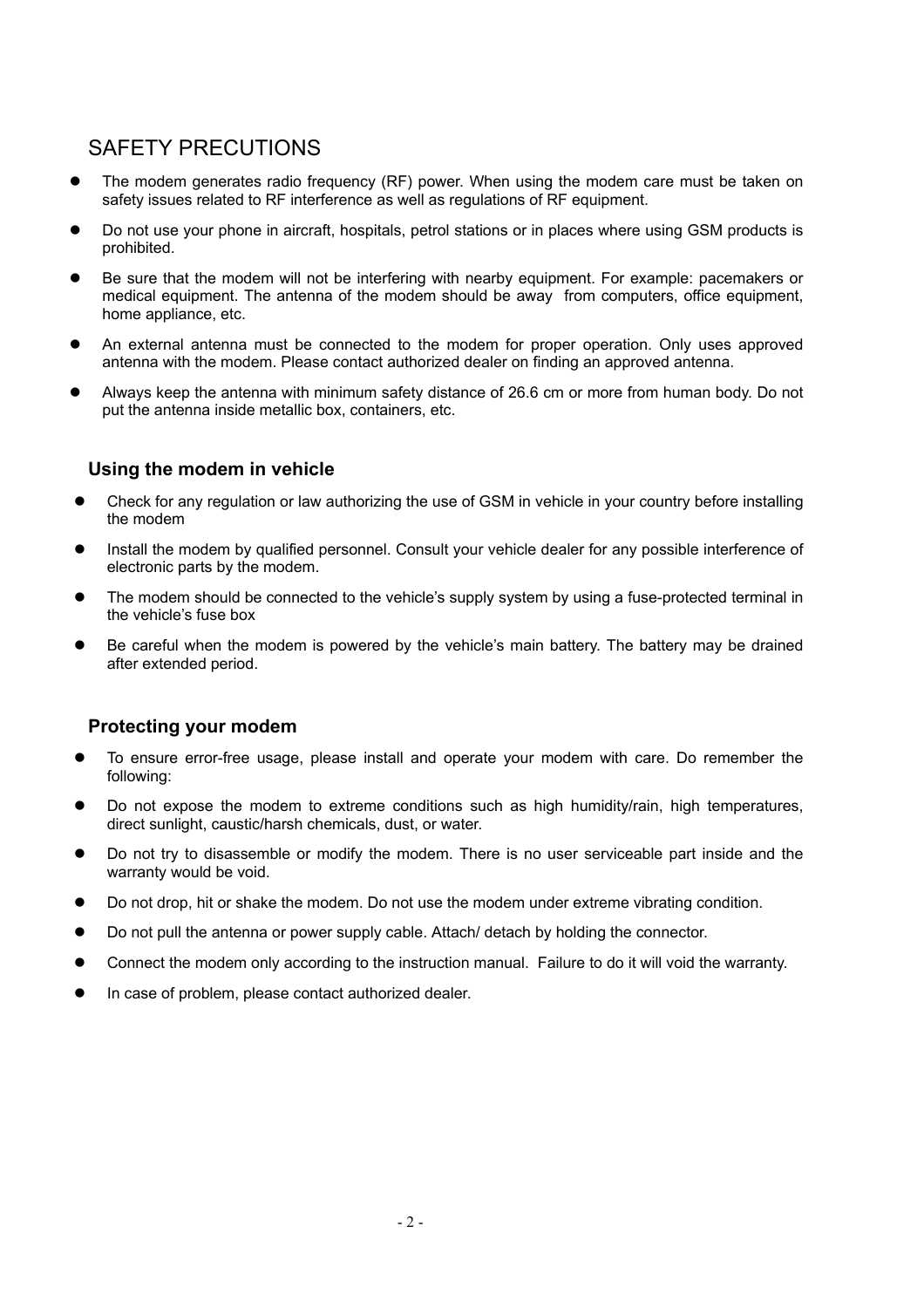# SAFETY PRECUTIONS

- The modem generates radio frequency (RF) power. When using the modem care must be taken on safety issues related to RF interference as well as regulations of RF equipment.
- Do not use your phone in aircraft, hospitals, petrol stations or in places where using GSM products is prohibited.
- Be sure that the modem will not be interfering with nearby equipment. For example: pacemakers or medical equipment. The antenna of the modem should be away from computers, office equipment, home appliance, etc.
- An external antenna must be connected to the modem for proper operation. Only uses approved antenna with the modem. Please contact authorized dealer on finding an approved antenna.
- Always keep the antenna with minimum safety distance of 26.6 cm or more from human body. Do not put the antenna inside metallic box, containers, etc.

## Using the modem in vehicle

- Check for any regulation or law authorizing the use of GSM in vehicle in your country before installing the modem
- Install the modem by qualified personnel. Consult your vehicle dealer for any possible interference of electronic parts by the modem.
- The modem should be connected to the vehicle's supply system by using a fuse-protected terminal in the vehicle's fuse box
- Be careful when the modem is powered by the vehicle's main battery. The battery may be drained after extended period.

## Protecting your modem

- To ensure error-free usage, please install and operate your modem with care. Do remember the following:
- Do not expose the modem to extreme conditions such as high humidity/rain, high temperatures, direct sunlight, caustic/harsh chemicals, dust, or water.
- Do not try to disassemble or modify the modem. There is no user serviceable part inside and the warranty would be void.
- Do not drop, hit or shake the modem. Do not use the modem under extreme vibrating condition.
- Do not pull the antenna or power supply cable. Attach/ detach by holding the connector.
- Connect the modem only according to the instruction manual. Failure to do it will void the warranty.
- In case of problem, please contact authorized dealer.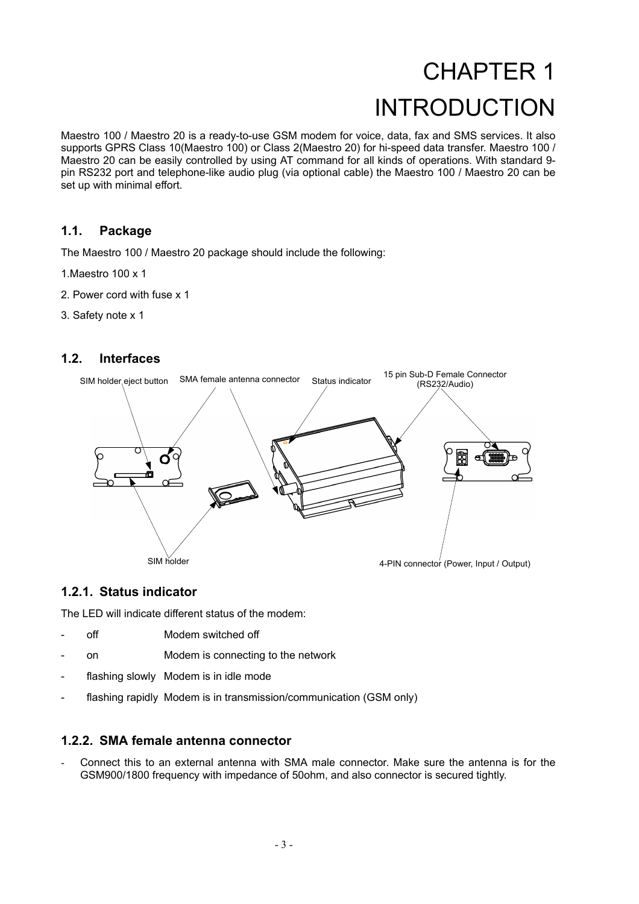# CHAPTER 1
# INTRODUCTION

Maestro 100 / Maestro 20 is a ready-to-use GSM modem for voice, data, fax and SMS services. It also supports GPRS Class 10(Maestro 100) or Class 2(Maestro 20) for hi-speed data transfer. Maestro 100 / Maestro 20 can be easily controlled by using AT command for all kinds of operations. With standard 9-pin RS232 port and telephone-like audio plug (via optional cable) the Maestro 100 / Maestro 20 can be set up with minimal effort.

## 1.1. Package

The Maestro 100 / Maestro 20 package should include the following:

1.Maestro 100 x 1

2. Power cord with fuse x 1

3. Safety note x 1

## 1.2. Interfaces

SIM holder eject button SMA female antenna connector Status indicator 15 pin Sub-D Female Connector (RS232/Audio)

SIM holder 4-PIN connector (Power, Input / Output)

### 1.2.1. Status indicator

The LED will indicate different status of the modem:

- off Modem switched off
- on Modem is connecting to the network
- flashing slowly Modem is in idle mode
- flashing rapidly Modem is in transmission/communication (GSM only)

### 1.2.2. SMA female antenna connector

- Connect this to an external antenna with SMA male connector. Make sure the antenna is for the GSM900/1800 frequency with impedance of 50ohm, and also connector is secured tightly.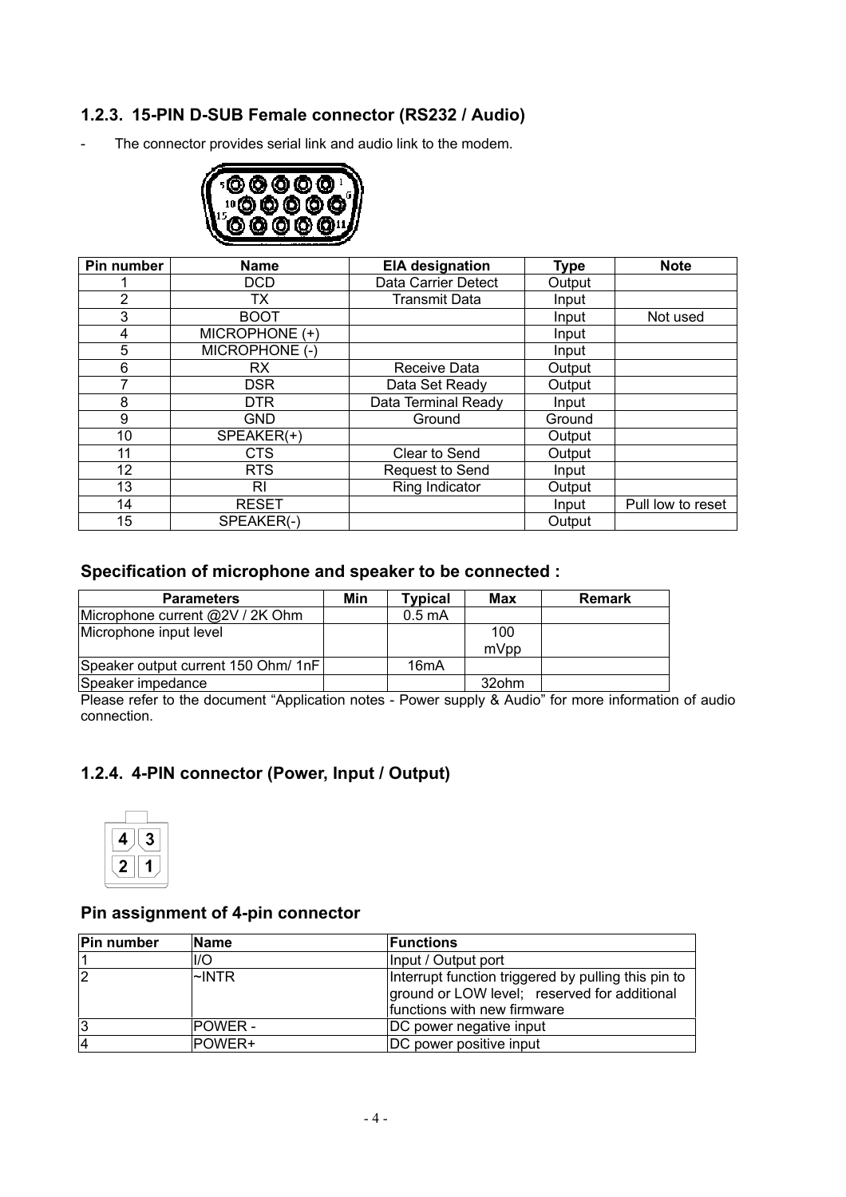### 1.2.3. 15-PIN D-SUB Female connector (RS232 / Audio)

- The connector provides serial link and audio link to the modem.

| Pin number | Name | EIA designation | Type | Note |
|---|---|---|---|---|
| 1 | DCD | Data Carrier Detect | Output | |
| 2 | TX | Transmit Data | Input | |
| 3 | BOOT | | Input | Not used |
| 4 | MICROPHONE (+) | | Input | |
| 5 | MICROPHONE (-) | | Input | |
| 6 | RX | Receive Data | Output | |
| 7 | DSR | Data Set Ready | Output | |
| 8 | DTR | Data Terminal Ready | Input | |
| 9 | GND | Ground | Ground | |
| 10 | SPEAKER(+) | | Output | |
| 11 | CTS | Clear to Send | Output | |
| 12 | RTS | Request to Send | Input | |
| 13 | RI | Ring Indicator | Output | |
| 14 | RESET | | Input | Pull low to reset |
| 15 | SPEAKER(-) | | Output | |

### Specification of microphone and speaker to be connected :

| Parameters | Min | Typical | Max | Remark |
|---|---|---|---|---|
| Microphone current @2V / 2K Ohm | | 0.5 mA | | |
| Microphone input level | | | 100 mVpp | |
| Speaker output current 150 Ohm/ 1nF | | 16mA | | |
| Speaker impedance | | | 32ohm | |

Please refer to the document "Application notes - Power supply & Audio" for more information of audio connection.

### 1.2.4. 4-PIN connector (Power, Input / Output)

### Pin assignment of 4-pin connector

| Pin number | Name | Functions |
|---|---|---|
| 1 | I/O | Input / Output port |
| 2 | ~INTR | Interrupt function triggered by pulling this pin to ground or LOW level; reserved for additional functions with new firmware |
| 3 | POWER - | DC power negative input |
| 4 | POWER+ | DC power positive input |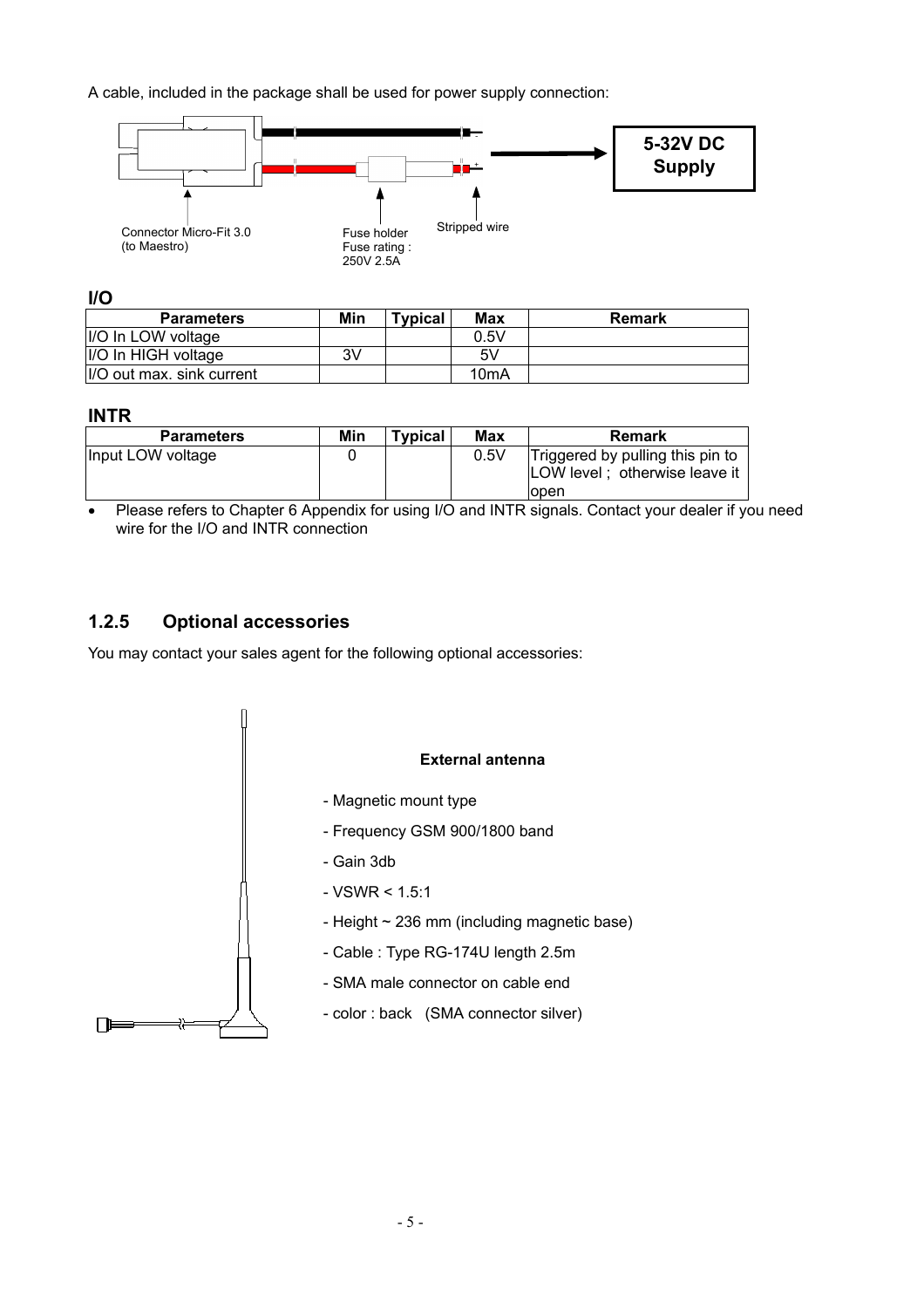A cable, included in the package shall be used for power supply connection:

Connector Micro-Fit 3.0 (to Maestro)

Fuse holder
Fuse rating : 250V 2.5A

Stripped wire

5-32V DC Supply

**I/O**

| Parameters | Min | Typical | Max | Remark |
|---|---|---|---|---|
| I/O In LOW voltage | | | 0.5V | |
| I/O In HIGH voltage | 3V | | 5V | |
| I/O out max. sink current | | | 10mA | |

**INTR**

| Parameters | Min | Typical | Max | Remark |
|---|---|---|---|---|
| Input LOW voltage | 0 | | 0.5V | Triggered by pulling this pin to LOW level ; otherwise leave it open |

- Please refers to Chapter 6 Appendix for using I/O and INTR signals. Contact your dealer if you need wire for the I/O and INTR connection

### 1.2.5 Optional accessories

You may contact your sales agent for the following optional accessories:

**External antenna**

- Magnetic mount type
- Frequency GSM 900/1800 band
- Gain 3db
- VSWR < 1.5:1
- Height ~ 236 mm (including magnetic base)
- Cable : Type RG-174U length 2.5m
- SMA male connector on cable end
- color : back (SMA connector silver)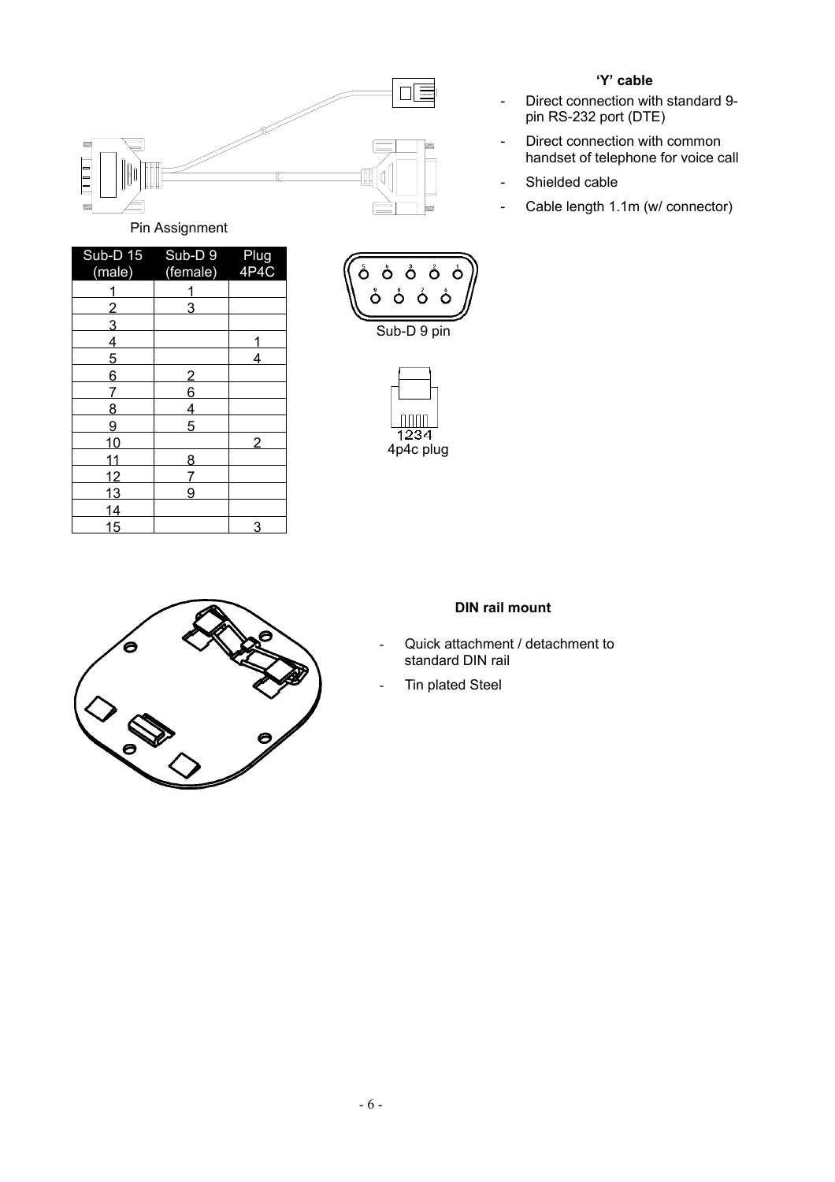### 'Y' cable

- Direct connection with standard 9-pin RS-232 port (DTE)
- Direct connection with common handset of telephone for voice call
- Shielded cable
- Cable length 1.1m (w/ connector)

Pin Assignment

| Sub-D 15 (male) | Sub-D 9 (female) | Plug 4P4C |
|---|---|---|
| 1 | 1 | |
| 2 | 3 | |
| 3 | | |
| 4 | | 1 |
| 5 | | 4 |
| 6 | 2 | |
| 7 | 6 | |
| 8 | 4 | |
| 9 | 5 | |
| 10 | | 2 |
| 11 | 8 | |
| 12 | 7 | |
| 13 | 9 | |
| 14 | | |
| 15 | | 3 |

Sub-D 9 pin

4p4c plug

### DIN rail mount

- Quick attachment / detachment to standard DIN rail
- Tin plated Steel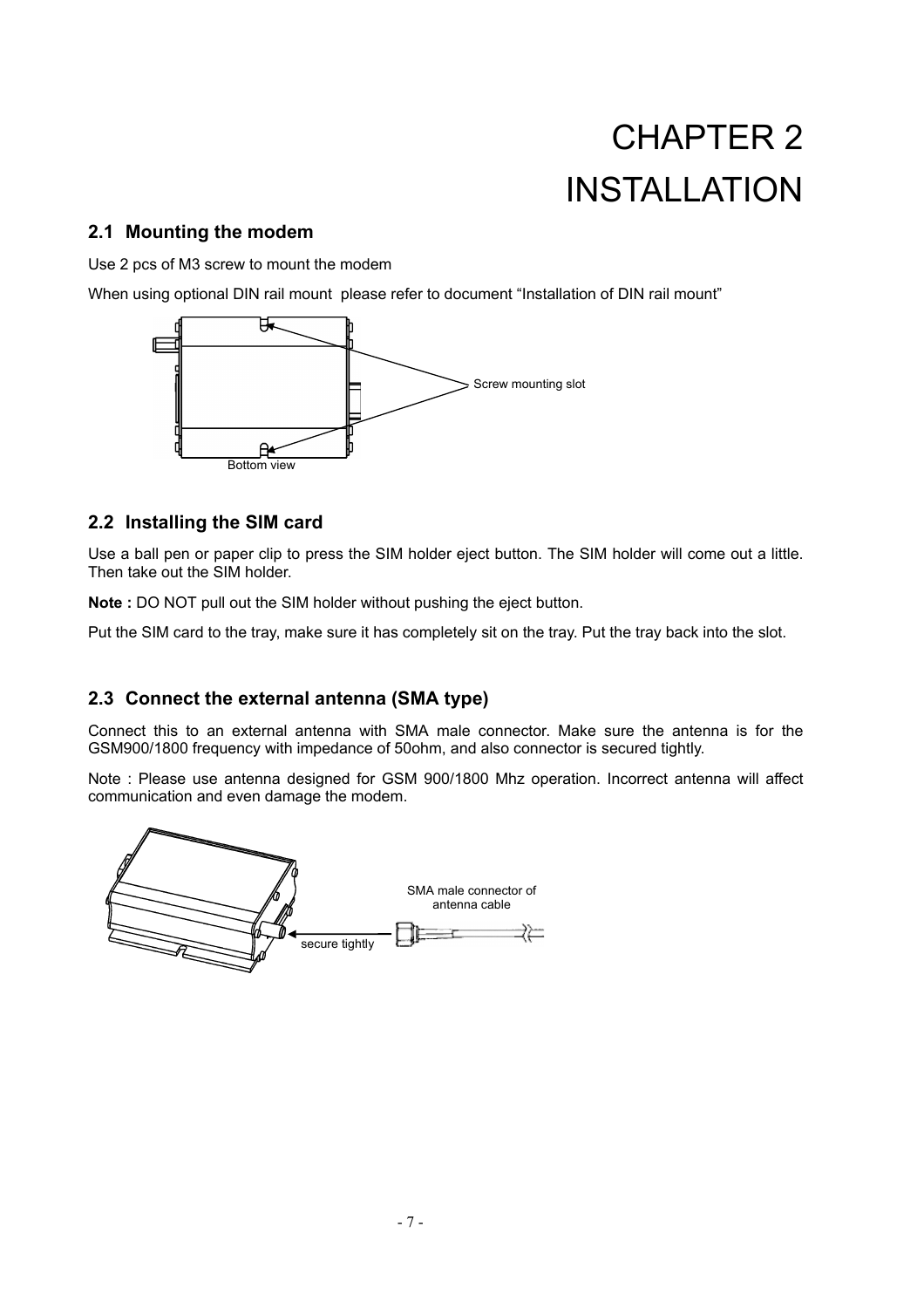# CHAPTER 2
# INSTALLATION

## 2.1 Mounting the modem

Use 2 pcs of M3 screw to mount the modem

When using optional DIN rail mount please refer to document “Installation of DIN rail mount”

Screw mounting slot

Bottom view

## 2.2 Installing the SIM card

Use a ball pen or paper clip to press the SIM holder eject button. The SIM holder will come out a little. Then take out the SIM holder.

**Note :** DO NOT pull out the SIM holder without pushing the eject button.

Put the SIM card to the tray, make sure it has completely sit on the tray. Put the tray back into the slot.

## 2.3 Connect the external antenna (SMA type)

Connect this to an external antenna with SMA male connector. Make sure the antenna is for the GSM900/1800 frequency with impedance of 50ohm, and also connector is secured tightly.

Note : Please use antenna designed for GSM 900/1800 Mhz operation. Incorrect antenna will affect communication and even damage the modem.

SMA male connector of antenna cable

secure tightly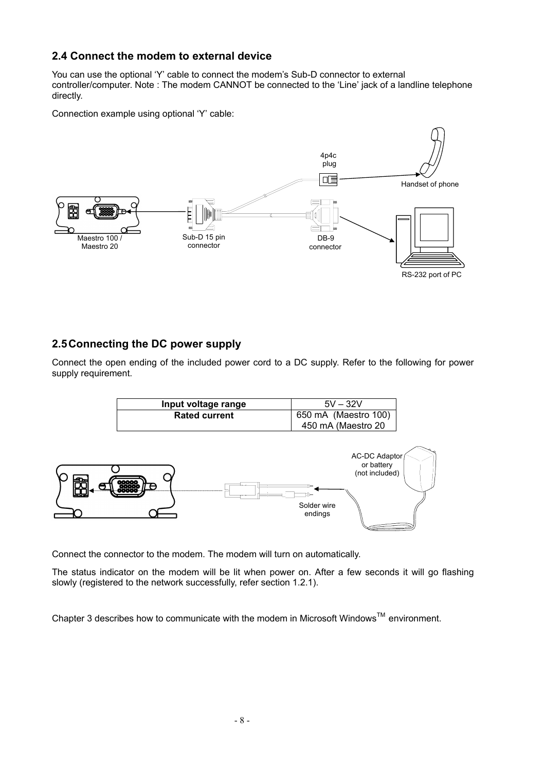## 2.4 Connect the modem to external device

You can use the optional 'Y' cable to connect the modem's Sub-D connector to external controller/computer. Note : The modem CANNOT be connected to the 'Line' jack of a landline telephone directly.

Connection example using optional 'Y' cable:

## 2.5 Connecting the DC power supply

Connect the open ending of the included power cord to a DC supply. Refer to the following for power supply requirement.

| Input voltage range | 5V – 32V |
|---|---|
| **Rated current** | 650 mA (Maestro 100)<br>450 mA (Maestro 20 |

Connect the connector to the modem. The modem will turn on automatically.

The status indicator on the modem will be lit when power on. After a few seconds it will go flashing slowly (registered to the network successfully, refer section 1.2.1).

Chapter 3 describes how to communicate with the modem in Microsoft Windows™ environment.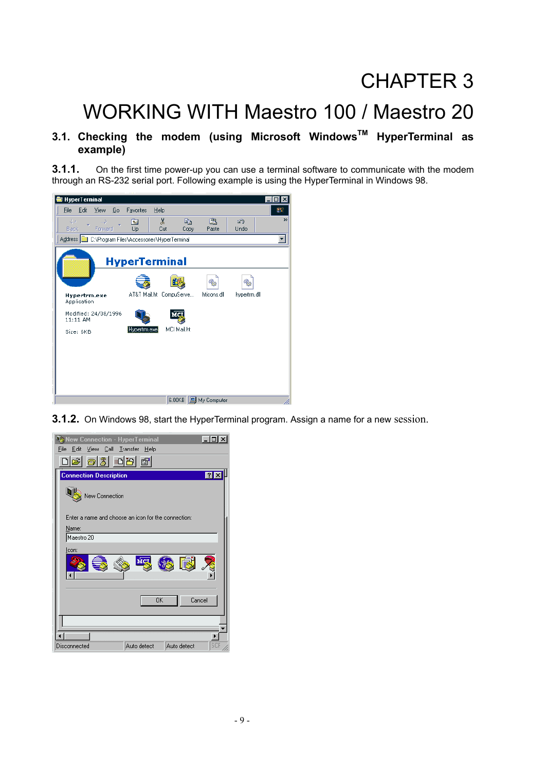# CHAPTER 3

# WORKING WITH Maestro 100 / Maestro 20

## 3.1. Checking the modem (using Microsoft Windows™ HyperTerminal as example)

**3.1.1.** On the first time power-up you can use a terminal software to communicate with the modem through an RS-232 serial port. Following example is using the HyperTerminal in Windows 98.

**3.1.2.** On Windows 98, start the HyperTerminal program. Assign a name for a new session.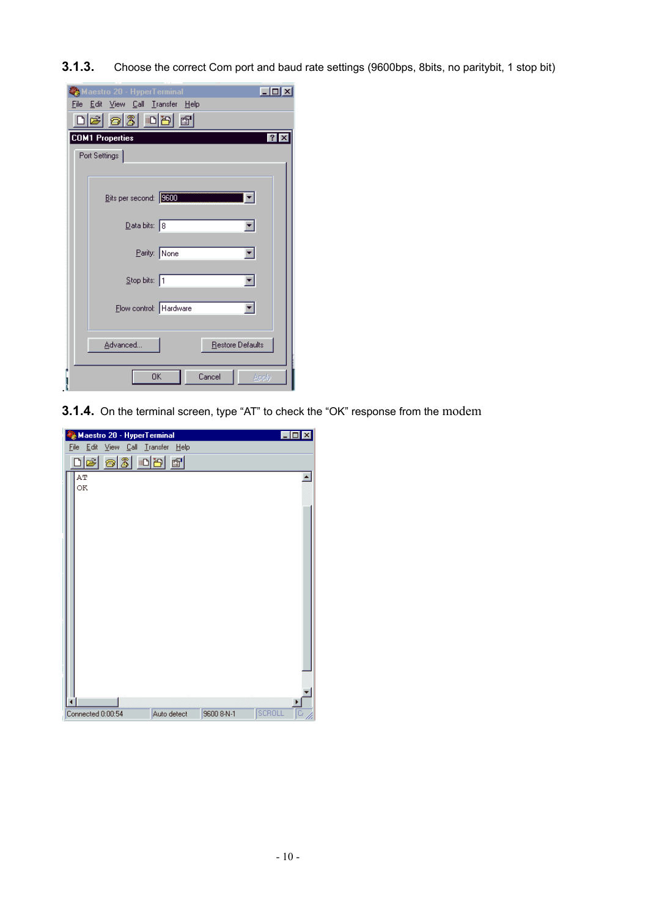### 3.1.3. Choose the correct Com port and baud rate settings (9600bps, 8bits, no paritybit, 1 stop bit)

### 3.1.4. On the terminal screen, type "AT" to check the "OK" response from the modem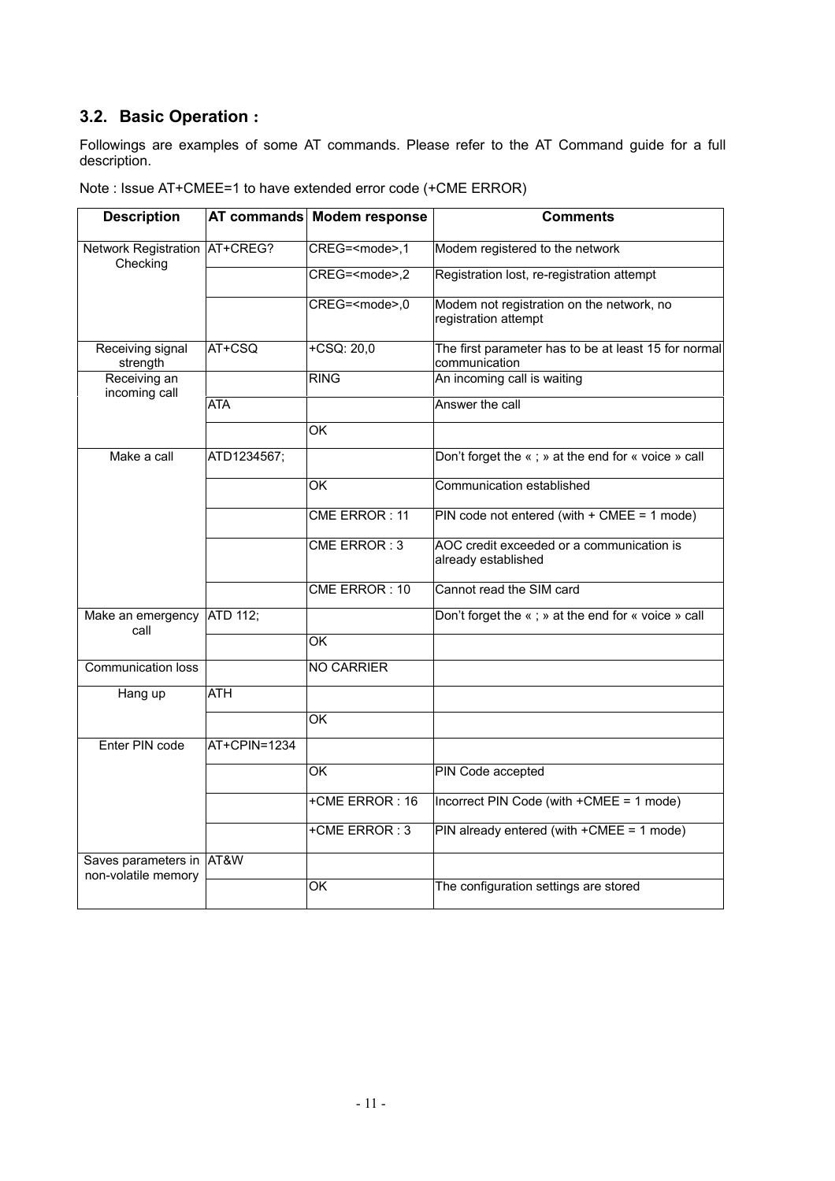### 3.2. Basic Operation :

Followings are examples of some AT commands. Please refer to the AT Command guide for a full description.

Note : Issue AT+CMEE=1 to have extended error code (+CME ERROR)

| Description | AT commands | Modem response | Comments |
|---|---|---|---|
| Network Registration Checking | AT+CREG? | CREG=<mode>,1 | Modem registered to the network |
| | | CREG=<mode>,2 | Registration lost, re-registration attempt |
| | | CREG=<mode>,0 | Modem not registration on the network, no registration attempt |
| Receiving signal strength | AT+CSQ | +CSQ: 20,0 | The first parameter has to be at least 15 for normal communication |
| Receiving an incoming call | | RING | An incoming call is waiting |
| | ATA | | Answer the call |
| | | OK | |
| Make a call | ATD1234567; | | Don't forget the « ; » at the end for « voice » call |
| | | OK | Communication established |
| | | CME ERROR : 11 | PIN code not entered (with + CMEE = 1 mode) |
| | | CME ERROR : 3 | AOC credit exceeded or a communication is already established |
| | | CME ERROR : 10 | Cannot read the SIM card |
| Make an emergency call | ATD 112; | | Don't forget the « ; » at the end for « voice » call |
| | | OK | |
| Communication loss | | NO CARRIER | |
| Hang up | ATH | | |
| | | OK | |
| Enter PIN code | AT+CPIN=1234 | | |
| | | OK | PIN Code accepted |
| | | +CME ERROR : 16 | Incorrect PIN Code (with +CMEE = 1 mode) |
| | | +CME ERROR : 3 | PIN already entered (with +CMEE = 1 mode) |
| Saves parameters in non-volatile memory | AT&W | | |
| | | OK | The configuration settings are stored |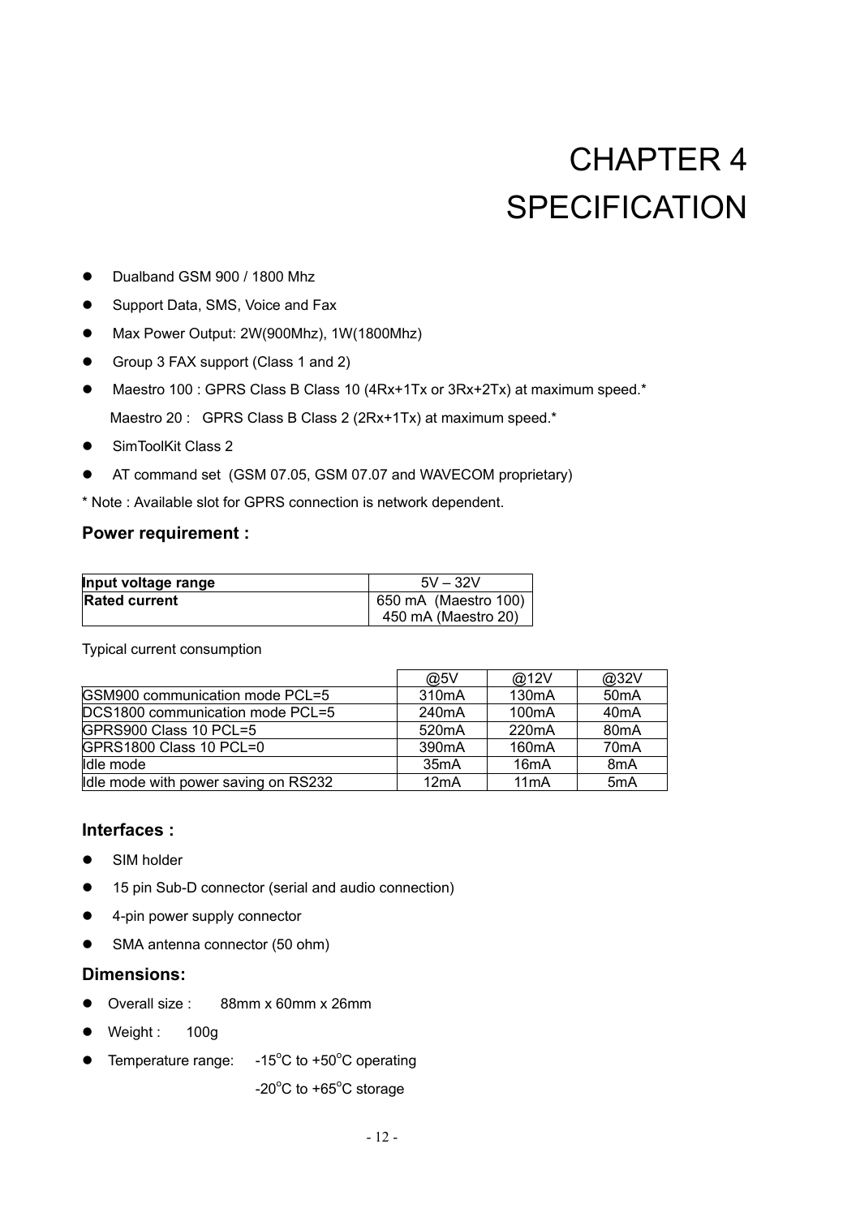# CHAPTER 4
# SPECIFICATION

- Dualband GSM 900 / 1800 Mhz
- Support Data, SMS, Voice and Fax
- Max Power Output: 2W(900Mhz), 1W(1800Mhz)
- Group 3 FAX support (Class 1 and 2)
- Maestro 100 : GPRS Class B Class 10 (4Rx+1Tx or 3Rx+2Tx) at maximum speed.*

  Maestro 20 : GPRS Class B Class 2 (2Rx+1Tx) at maximum speed.*
- SimToolKit Class 2
- AT command set (GSM 07.05, GSM 07.07 and WAVECOM proprietary)

* Note : Available slot for GPRS connection is network dependent.

### Power requirement :

| | |
|---|---|
| **Input voltage range** | 5V – 32V |
| **Rated current** | 650 mA (Maestro 100)<br>450 mA (Maestro 20) |

Typical current consumption

| | @5V | @12V | @32V |
|---|---|---|---|
| GSM900 communication mode PCL=5 | 310mA | 130mA | 50mA |
| DCS1800 communication mode PCL=5 | 240mA | 100mA | 40mA |
| GPRS900 Class 10 PCL=5 | 520mA | 220mA | 80mA |
| GPRS1800 Class 10 PCL=0 | 390mA | 160mA | 70mA |
| Idle mode | 35mA | 16mA | 8mA |
| Idle mode with power saving on RS232 | 12mA | 11mA | 5mA |

### Interfaces :

- SIM holder
- 15 pin Sub-D connector (serial and audio connection)
- 4-pin power supply connector
- SMA antenna connector (50 ohm)

### Dimensions:

- Overall size : 88mm x 60mm x 26mm
- Weight : 100g
- Temperature range: -15°C to +50°C operating

  -20°C to +65°C storage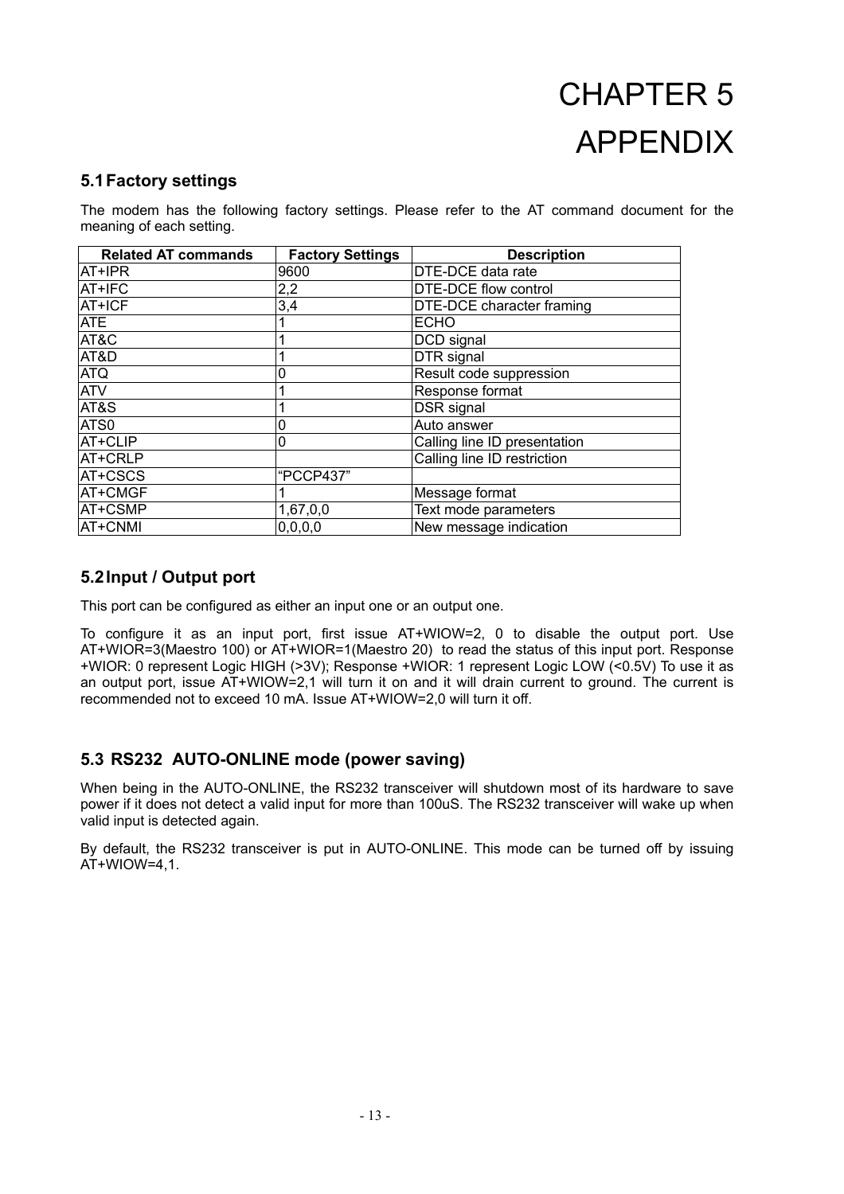# CHAPTER 5
# APPENDIX

## 5.1 Factory settings

The modem has the following factory settings. Please refer to the AT command document for the meaning of each setting.

| Related AT commands | Factory Settings | Description |
|---|---|---|
| AT+IPR | 9600 | DTE-DCE data rate |
| AT+IFC | 2,2 | DTE-DCE flow control |
| AT+ICF | 3,4 | DTE-DCE character framing |
| ATE | 1 | ECHO |
| AT&C | 1 | DCD signal |
| AT&D | 1 | DTR signal |
| ATQ | 0 | Result code suppression |
| ATV | 1 | Response format |
| AT&S | 1 | DSR signal |
| ATS0 | 0 | Auto answer |
| AT+CLIP | 0 | Calling line ID presentation |
| AT+CRLP | | Calling line ID restriction |
| AT+CSCS | "PCCP437" | |
| AT+CMGF | 1 | Message format |
| AT+CSMP | 1,67,0,0 | Text mode parameters |
| AT+CNMI | 0,0,0,0 | New message indication |

## 5.2 Input / Output port

This port can be configured as either an input one or an output one.

To configure it as an input port, first issue AT+WIOW=2, 0 to disable the output port. Use AT+WIOR=3(Maestro 100) or AT+WIOR=1(Maestro 20) to read the status of this input port. Response +WIOR: 0 represent Logic HIGH (>3V); Response +WIOR: 1 represent Logic LOW (<0.5V) To use it as an output port, issue AT+WIOW=2,1 will turn it on and it will drain current to ground. The current is recommended not to exceed 10 mA. Issue AT+WIOW=2,0 will turn it off.

## 5.3 RS232 AUTO-ONLINE mode (power saving)

When being in the AUTO-ONLINE, the RS232 transceiver will shutdown most of its hardware to save power if it does not detect a valid input for more than 100uS. The RS232 transceiver will wake up when valid input is detected again.

By default, the RS232 transceiver is put in AUTO-ONLINE. This mode can be turned off by issuing AT+WIOW=4,1.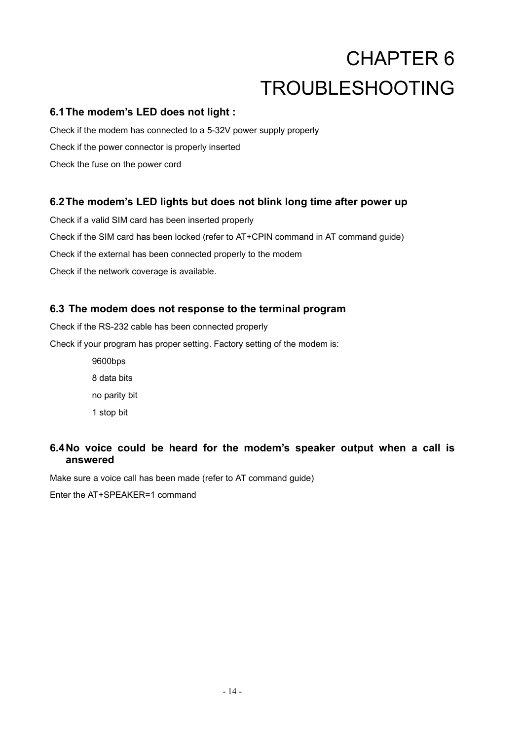# CHAPTER 6
# TROUBLESHOOTING

## 6.1 The modem's LED does not light :

Check if the modem has connected to a 5-32V power supply properly

Check if the power connector is properly inserted

Check the fuse on the power cord

## 6.2 The modem's LED lights but does not blink long time after power up

Check if a valid SIM card has been inserted properly

Check if the SIM card has been locked (refer to AT+CPIN command in AT command guide)

Check if the external has been connected properly to the modem

Check if the network coverage is available.

## 6.3 The modem does not response to the terminal program

Check if the RS-232 cable has been connected properly

Check if your program has proper setting. Factory setting of the modem is:

9600bps

8 data bits

no parity bit

1 stop bit

## 6.4 No voice could be heard for the modem's speaker output when a call is answered

Make sure a voice call has been made (refer to AT command guide)

Enter the AT+SPEAKER=1 command